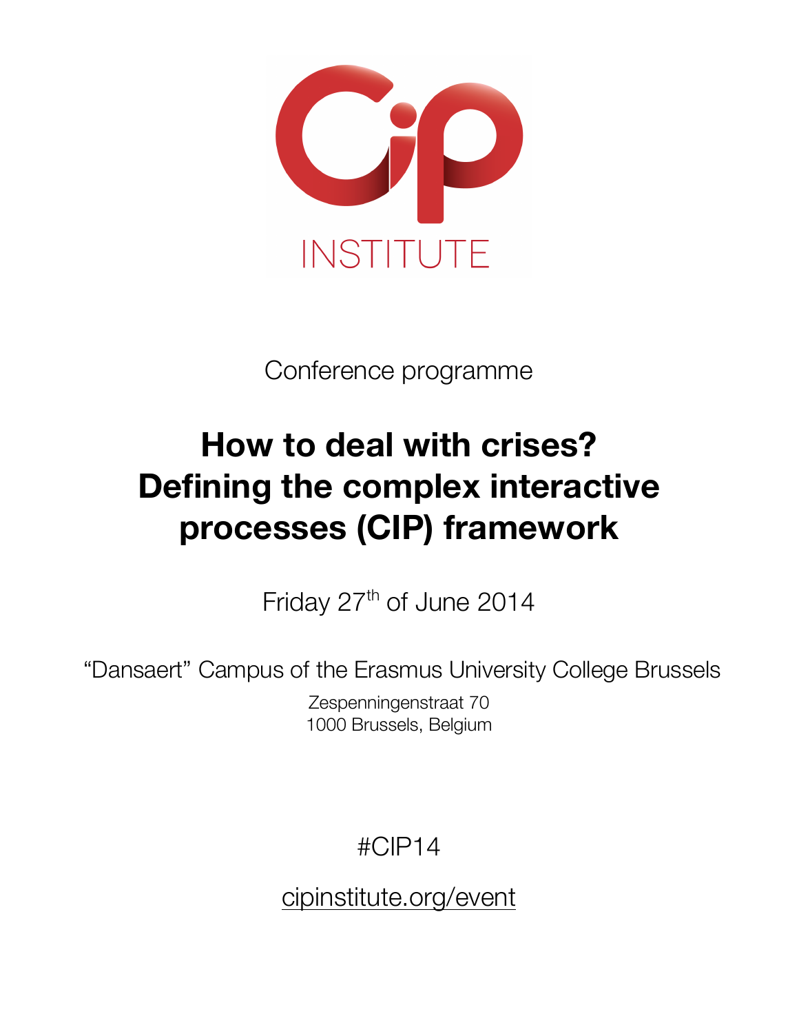INSTITUTE

Conference programme

# How to deal with crises? Defining the complex interactive processes (CIP) framework

Friday 27th of June 2014

"Dansaert" Campus of the Erasmus University College Brussels

Zespenningenstraat 70
1000 Brussels, Belgium

#CIP14

cipinstitute.org/event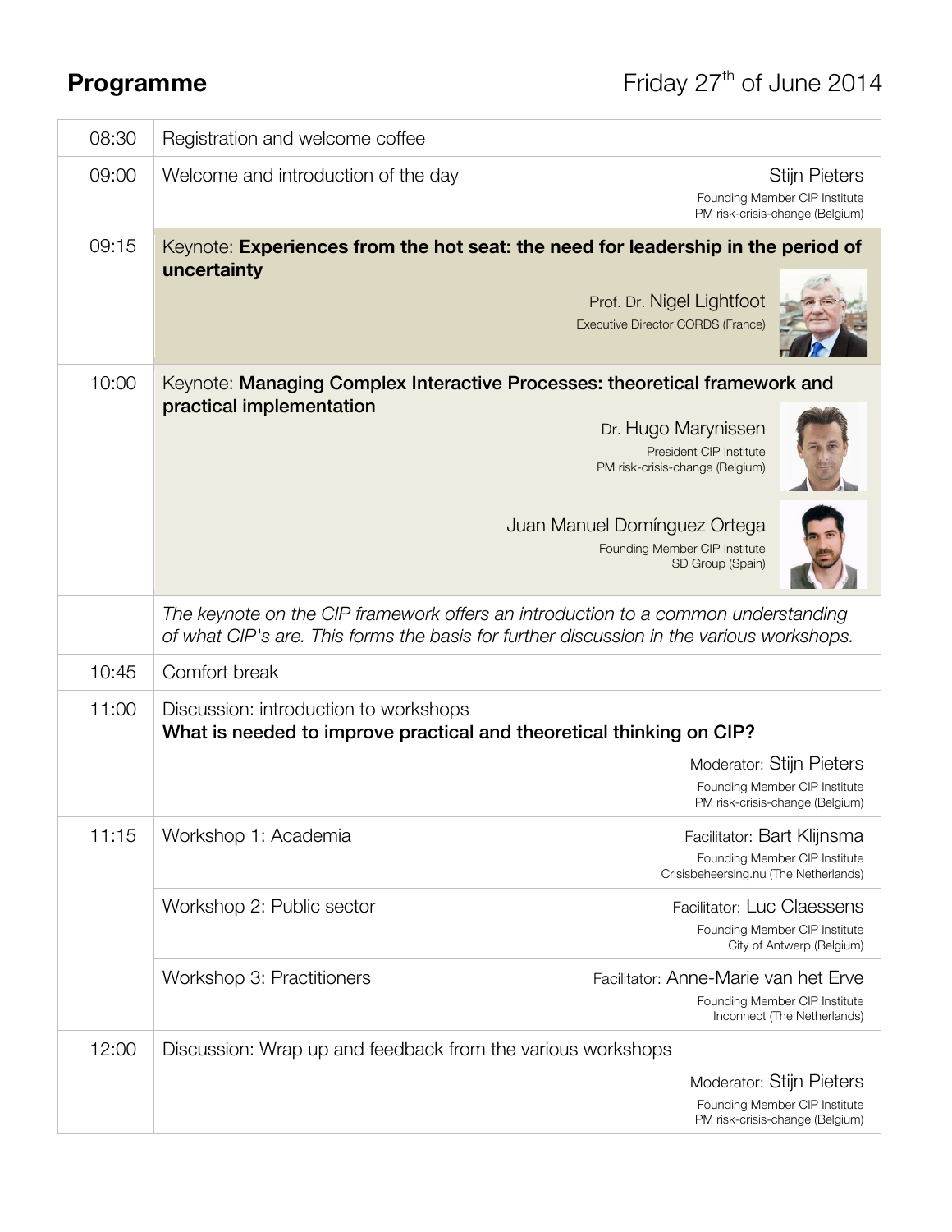# Programme

Friday 27th of June 2014

| Time | Session |
| --- | --- |
| 08:30 | Registration and welcome coffee |
| 09:00 | Welcome and introduction of the day — Stijn Pieters, Founding Member CIP Institute, PM risk-crisis-change (Belgium) |
| 09:15 | Keynote: **Experiences from the hot seat: the need for leadership in the period of uncertainty** — Prof. Dr. Nigel Lightfoot, Executive Director CORDS (France) |
| 10:00 | Keynote: **Managing Complex Interactive Processes: theoretical framework and practical implementation** — Dr. Hugo Marynissen, President CIP Institute, PM risk-crisis-change (Belgium); Juan Manuel Domínguez Ortega, Founding Member CIP Institute, SD Group (Spain) |
| | *The keynote on the CIP framework offers an introduction to a common understanding of what CIP's are. This forms the basis for further discussion in the various workshops.* |
| 10:45 | Comfort break |
| 11:00 | Discussion: introduction to workshops<br>**What is needed to improve practical and theoretical thinking on CIP?**<br>Moderator: Stijn Pieters, Founding Member CIP Institute, PM risk-crisis-change (Belgium) |
| 11:15 | Workshop 1: Academia — Facilitator: Bart Klijnsma, Founding Member CIP Institute, Crisisbeheersing.nu (The Netherlands) |
| | Workshop 2: Public sector — Facilitator: Luc Claessens, Founding Member CIP Institute, City of Antwerp (Belgium) |
| | Workshop 3: Practitioners — Facilitator: Anne-Marie van het Erve, Founding Member CIP Institute, Inconnect (The Netherlands) |
| 12:00 | Discussion: Wrap up and feedback from the various workshops<br>Moderator: Stijn Pieters, Founding Member CIP Institute, PM risk-crisis-change (Belgium) |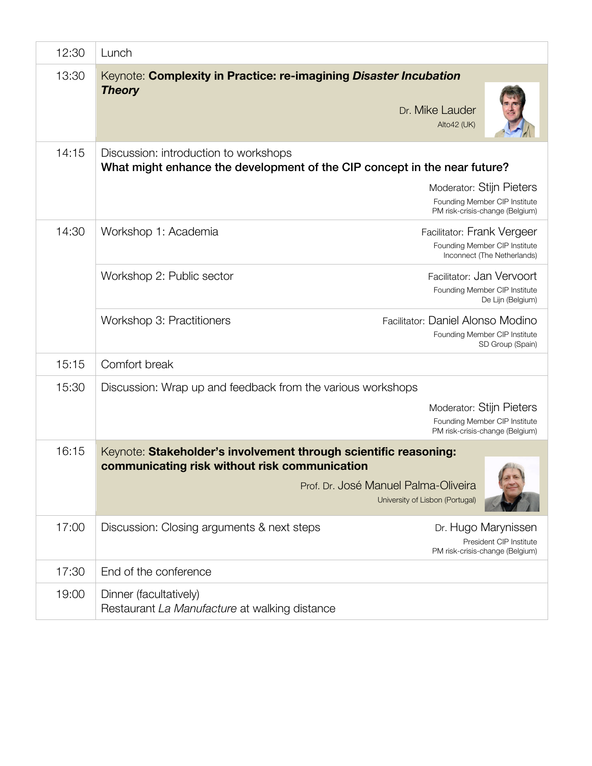| | |
|---|---|
| 12:30 | Lunch |
| 13:30 | Keynote: **Complexity in Practice: re-imagining *Disaster Incubation Theory*** <br> Dr. Mike Lauder <br> Alto42 (UK) |
| 14:15 | Discussion: introduction to workshops <br> **What might enhance the development of the CIP concept in the near future?** <br> Moderator: Stijn Pieters <br> Founding Member CIP Institute <br> PM risk-crisis-change (Belgium) |
| 14:30 | Workshop 1: Academia — Facilitator: Frank Vergeer <br> Founding Member CIP Institute <br> Inconnect (The Netherlands) |
| | Workshop 2: Public sector — Facilitator: Jan Vervoort <br> Founding Member CIP Institute <br> De Lijn (Belgium) |
| | Workshop 3: Practitioners — Facilitator: Daniel Alonso Modino <br> Founding Member CIP Institute <br> SD Group (Spain) |
| 15:15 | Comfort break |
| 15:30 | Discussion: Wrap up and feedback from the various workshops <br> Moderator: Stijn Pieters <br> Founding Member CIP Institute <br> PM risk-crisis-change (Belgium) |
| 16:15 | Keynote: **Stakeholder's involvement through scientific reasoning: communicating risk without risk communication** <br> Prof. Dr. José Manuel Palma-Oliveira <br> University of Lisbon (Portugal) |
| 17:00 | Discussion: Closing arguments & next steps — Dr. Hugo Marynissen <br> President CIP Institute <br> PM risk-crisis-change (Belgium) |
| 17:30 | End of the conference |
| 19:00 | Dinner (facultatively) <br> Restaurant *La Manufacture* at walking distance |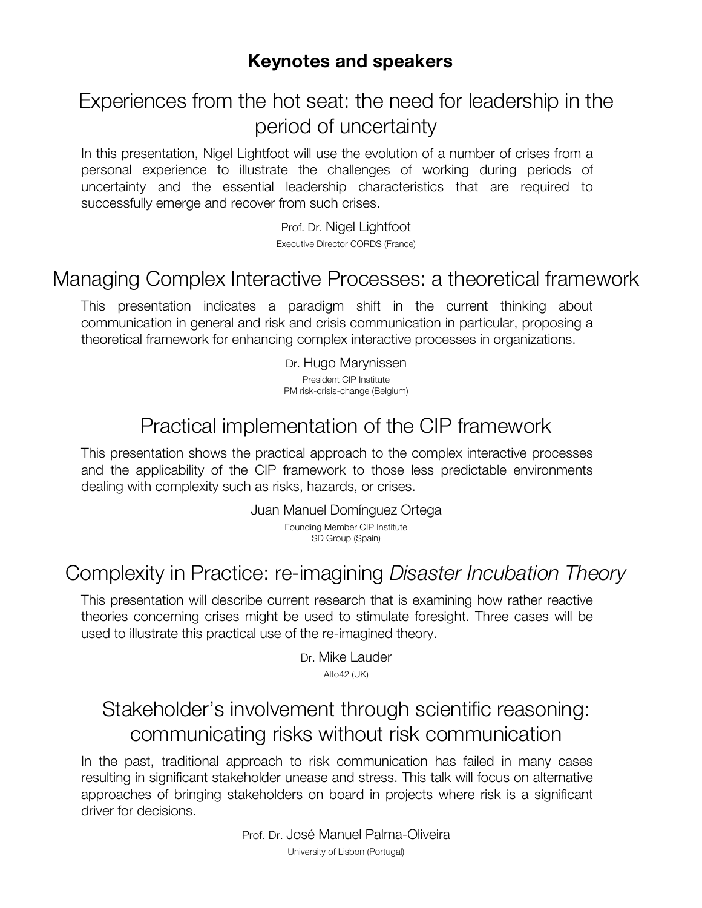# Keynotes and speakers

## Experiences from the hot seat: the need for leadership in the period of uncertainty

In this presentation, Nigel Lightfoot will use the evolution of a number of crises from a personal experience to illustrate the challenges of working during periods of uncertainty and the essential leadership characteristics that are required to successfully emerge and recover from such crises.

Prof. Dr. Nigel Lightfoot
Executive Director CORDS (France)

## Managing Complex Interactive Processes: a theoretical framework

This presentation indicates a paradigm shift in the current thinking about communication in general and risk and crisis communication in particular, proposing a theoretical framework for enhancing complex interactive processes in organizations.

Dr. Hugo Marynissen
President CIP Institute
PM risk-crisis-change (Belgium)

## Practical implementation of the CIP framework

This presentation shows the practical approach to the complex interactive processes and the applicability of the CIP framework to those less predictable environments dealing with complexity such as risks, hazards, or crises.

Juan Manuel Domínguez Ortega
Founding Member CIP Institute
SD Group (Spain)

## Complexity in Practice: re-imagining *Disaster Incubation Theory*

This presentation will describe current research that is examining how rather reactive theories concerning crises might be used to stimulate foresight. Three cases will be used to illustrate this practical use of the re-imagined theory.

Dr. Mike Lauder
Alto42 (UK)

## Stakeholder's involvement through scientific reasoning: communicating risks without risk communication

In the past, traditional approach to risk communication has failed in many cases resulting in significant stakeholder unease and stress. This talk will focus on alternative approaches of bringing stakeholders on board in projects where risk is a significant driver for decisions.

Prof. Dr. José Manuel Palma-Oliveira
University of Lisbon (Portugal)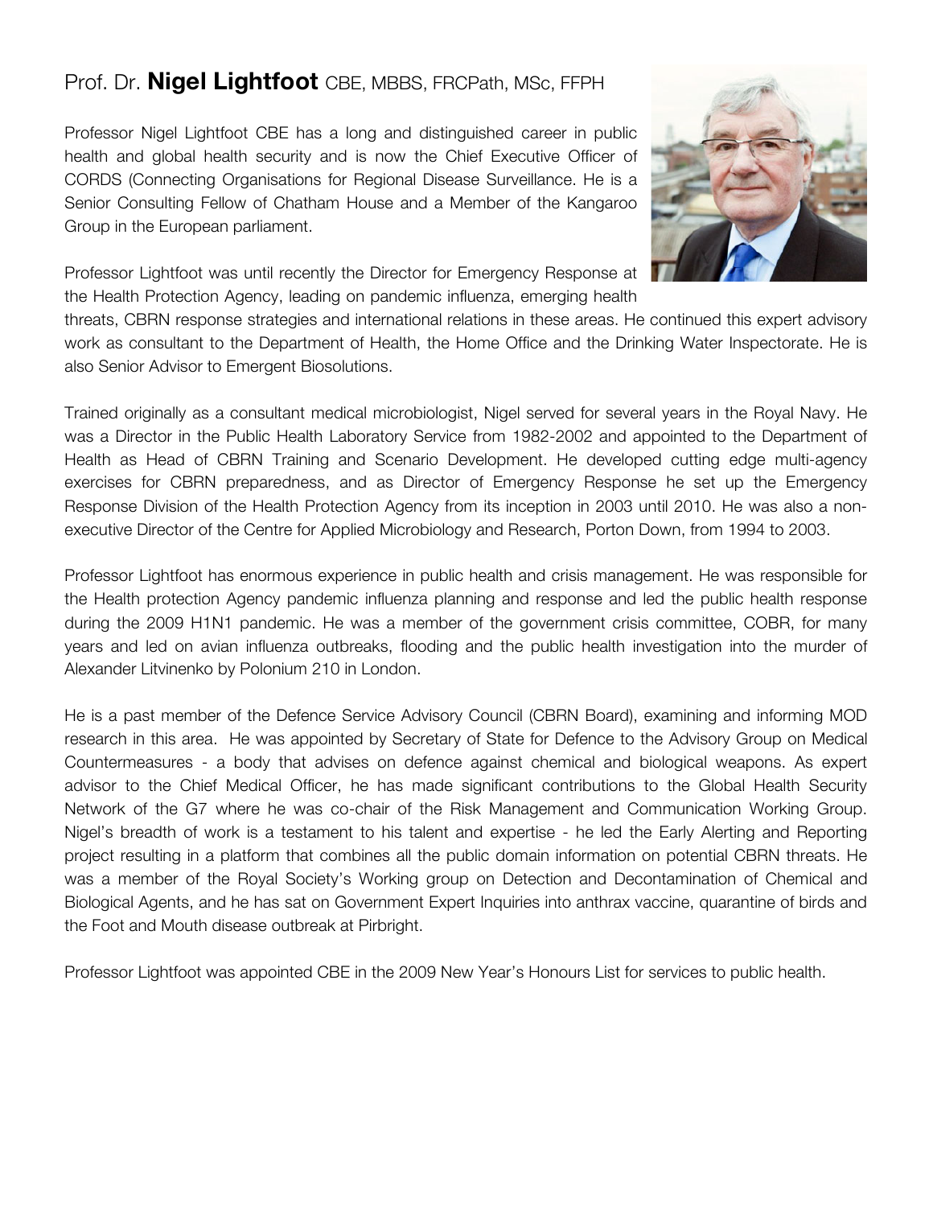## Prof. Dr. **Nigel Lightfoot** CBE, MBBS, FRCPath, MSc, FFPH

Professor Nigel Lightfoot CBE has a long and distinguished career in public health and global health security and is now the Chief Executive Officer of CORDS (Connecting Organisations for Regional Disease Surveillance. He is a Senior Consulting Fellow of Chatham House and a Member of the Kangaroo Group in the European parliament.

Professor Lightfoot was until recently the Director for Emergency Response at the Health Protection Agency, leading on pandemic influenza, emerging health threats, CBRN response strategies and international relations in these areas. He continued this expert advisory work as consultant to the Department of Health, the Home Office and the Drinking Water Inspectorate. He is also Senior Advisor to Emergent Biosolutions.

Trained originally as a consultant medical microbiologist, Nigel served for several years in the Royal Navy. He was a Director in the Public Health Laboratory Service from 1982-2002 and appointed to the Department of Health as Head of CBRN Training and Scenario Development. He developed cutting edge multi-agency exercises for CBRN preparedness, and as Director of Emergency Response he set up the Emergency Response Division of the Health Protection Agency from its inception in 2003 until 2010. He was also a non-executive Director of the Centre for Applied Microbiology and Research, Porton Down, from 1994 to 2003.

Professor Lightfoot has enormous experience in public health and crisis management. He was responsible for the Health protection Agency pandemic influenza planning and response and led the public health response during the 2009 H1N1 pandemic. He was a member of the government crisis committee, COBR, for many years and led on avian influenza outbreaks, flooding and the public health investigation into the murder of Alexander Litvinenko by Polonium 210 in London.

He is a past member of the Defence Service Advisory Council (CBRN Board), examining and informing MOD research in this area. He was appointed by Secretary of State for Defence to the Advisory Group on Medical Countermeasures - a body that advises on defence against chemical and biological weapons. As expert advisor to the Chief Medical Officer, he has made significant contributions to the Global Health Security Network of the G7 where he was co-chair of the Risk Management and Communication Working Group. Nigel's breadth of work is a testament to his talent and expertise - he led the Early Alerting and Reporting project resulting in a platform that combines all the public domain information on potential CBRN threats. He was a member of the Royal Society's Working group on Detection and Decontamination of Chemical and Biological Agents, and he has sat on Government Expert Inquiries into anthrax vaccine, quarantine of birds and the Foot and Mouth disease outbreak at Pirbright.

Professor Lightfoot was appointed CBE in the 2009 New Year's Honours List for services to public health.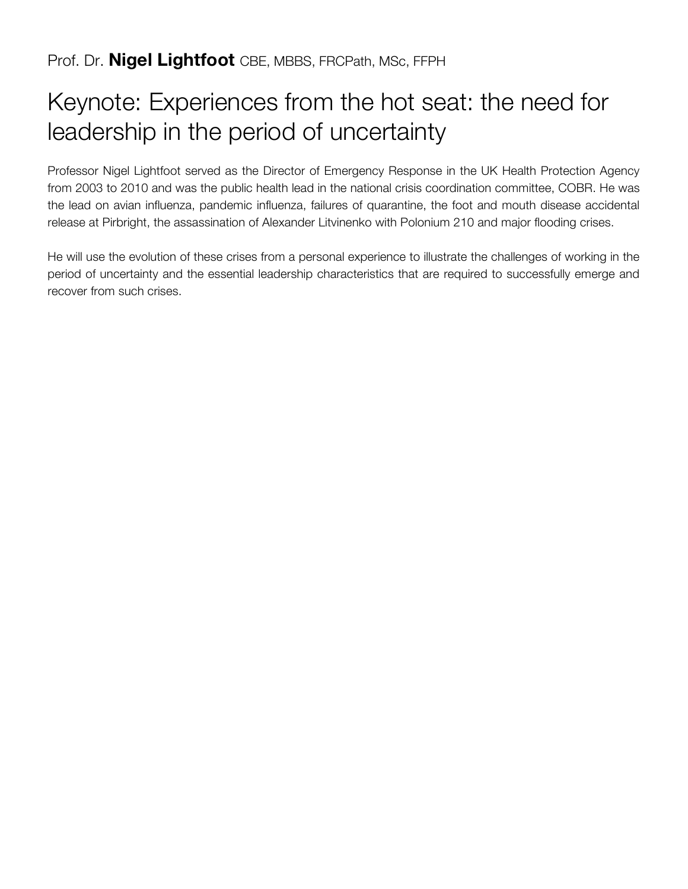Prof. Dr. **Nigel Lightfoot** CBE, MBBS, FRCPath, MSc, FFPH

# Keynote: Experiences from the hot seat: the need for leadership in the period of uncertainty

Professor Nigel Lightfoot served as the Director of Emergency Response in the UK Health Protection Agency from 2003 to 2010 and was the public health lead in the national crisis coordination committee, COBR. He was the lead on avian influenza, pandemic influenza, failures of quarantine, the foot and mouth disease accidental release at Pirbright, the assassination of Alexander Litvinenko with Polonium 210 and major flooding crises.

He will use the evolution of these crises from a personal experience to illustrate the challenges of working in the period of uncertainty and the essential leadership characteristics that are required to successfully emerge and recover from such crises.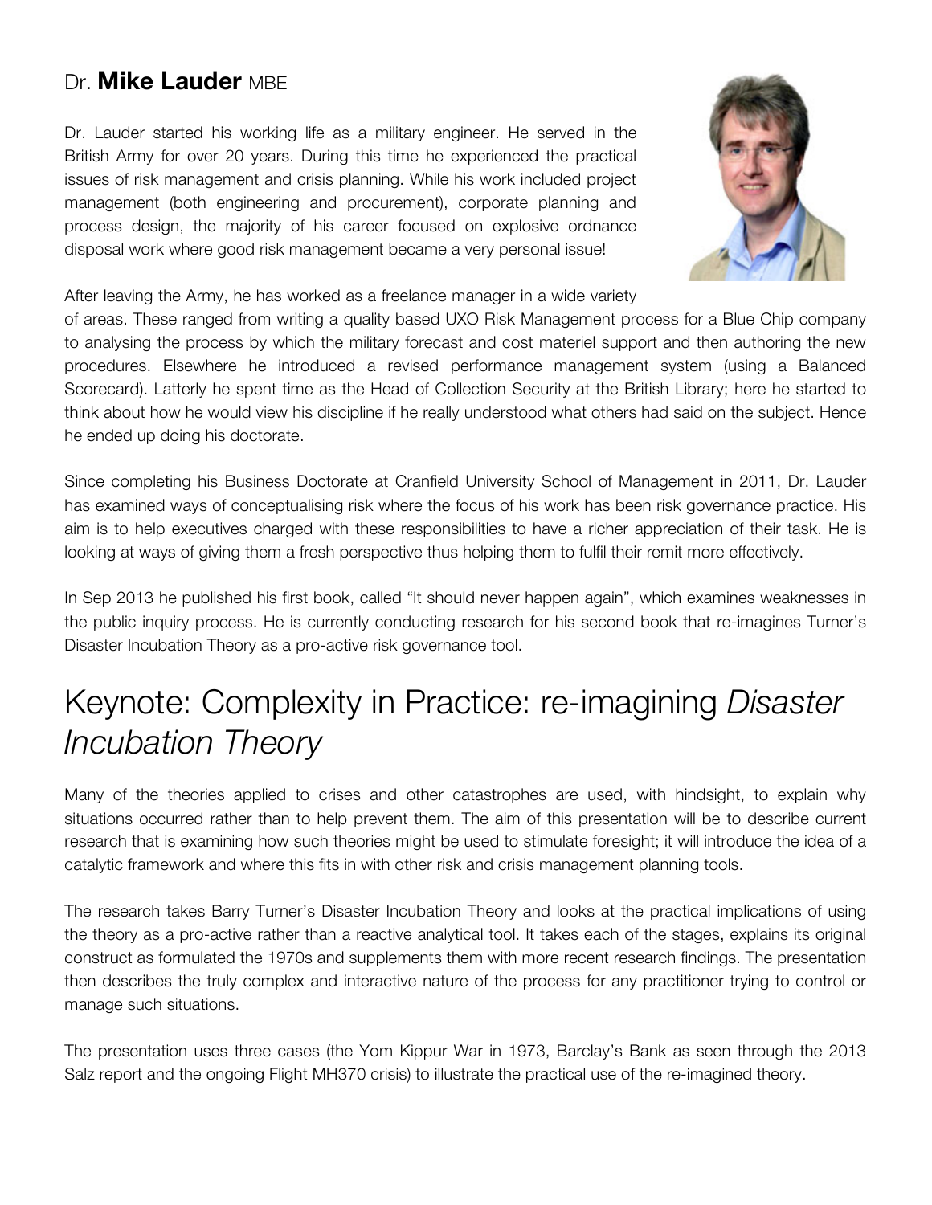## Dr. **Mike Lauder** MBE

Dr. Lauder started his working life as a military engineer. He served in the British Army for over 20 years. During this time he experienced the practical issues of risk management and crisis planning. While his work included project management (both engineering and procurement), corporate planning and process design, the majority of his career focused on explosive ordnance disposal work where good risk management became a very personal issue!

After leaving the Army, he has worked as a freelance manager in a wide variety of areas. These ranged from writing a quality based UXO Risk Management process for a Blue Chip company to analysing the process by which the military forecast and cost materiel support and then authoring the new procedures. Elsewhere he introduced a revised performance management system (using a Balanced Scorecard). Latterly he spent time as the Head of Collection Security at the British Library; here he started to think about how he would view his discipline if he really understood what others had said on the subject. Hence he ended up doing his doctorate.

Since completing his Business Doctorate at Cranfield University School of Management in 2011, Dr. Lauder has examined ways of conceptualising risk where the focus of his work has been risk governance practice. His aim is to help executives charged with these responsibilities to have a richer appreciation of their task. He is looking at ways of giving them a fresh perspective thus helping them to fulfil their remit more effectively.

In Sep 2013 he published his first book, called "It should never happen again", which examines weaknesses in the public inquiry process. He is currently conducting research for his second book that re-imagines Turner's Disaster Incubation Theory as a pro-active risk governance tool.

# Keynote: Complexity in Practice: re-imagining *Disaster Incubation Theory*

Many of the theories applied to crises and other catastrophes are used, with hindsight, to explain why situations occurred rather than to help prevent them. The aim of this presentation will be to describe current research that is examining how such theories might be used to stimulate foresight; it will introduce the idea of a catalytic framework and where this fits in with other risk and crisis management planning tools.

The research takes Barry Turner's Disaster Incubation Theory and looks at the practical implications of using the theory as a pro-active rather than a reactive analytical tool. It takes each of the stages, explains its original construct as formulated the 1970s and supplements them with more recent research findings. The presentation then describes the truly complex and interactive nature of the process for any practitioner trying to control or manage such situations.

The presentation uses three cases (the Yom Kippur War in 1973, Barclay's Bank as seen through the 2013 Salz report and the ongoing Flight MH370 crisis) to illustrate the practical use of the re-imagined theory.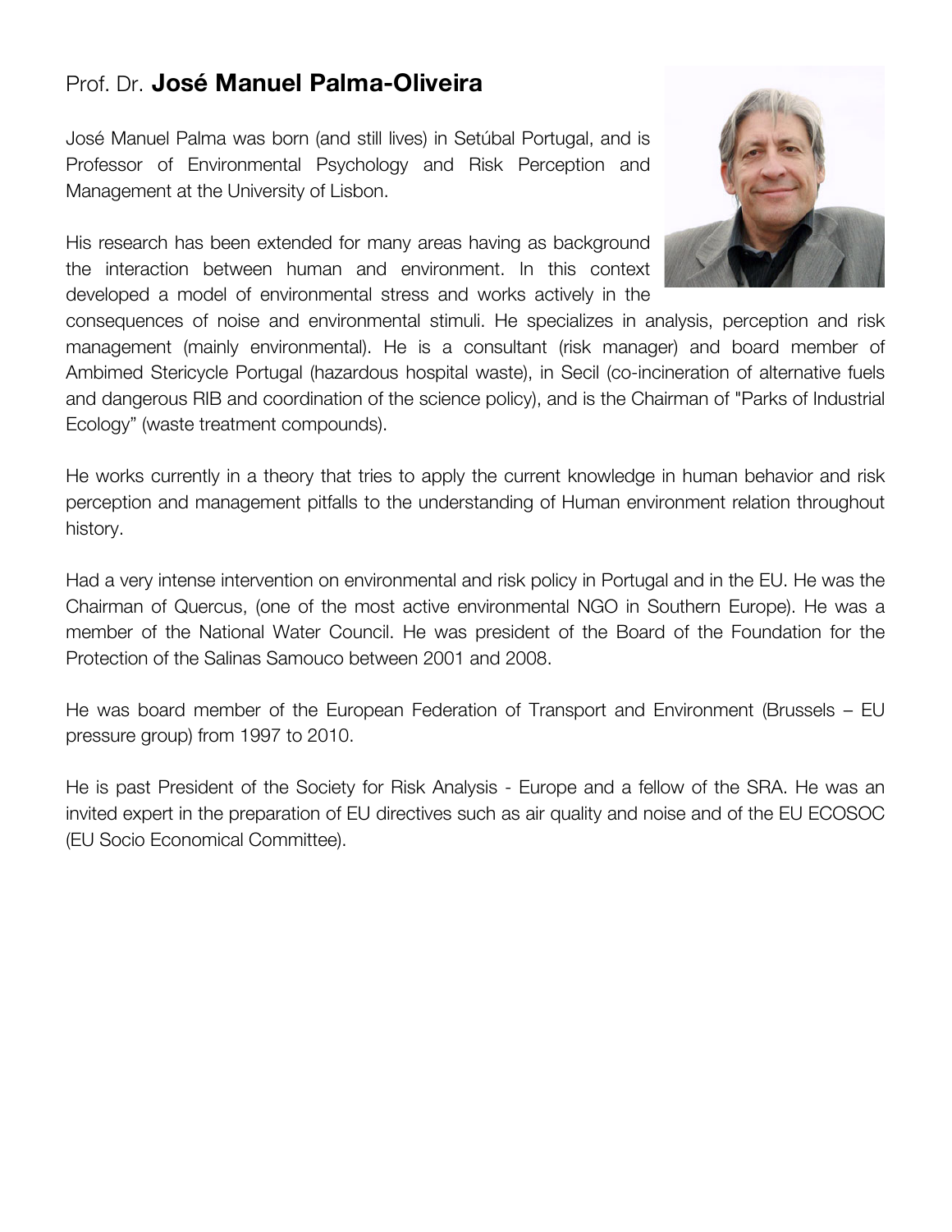# Prof. Dr. **José Manuel Palma-Oliveira**

José Manuel Palma was born (and still lives) in Setúbal Portugal, and is Professor of Environmental Psychology and Risk Perception and Management at the University of Lisbon.

His research has been extended for many areas having as background the interaction between human and environment. In this context developed a model of environmental stress and works actively in the consequences of noise and environmental stimuli. He specializes in analysis, perception and risk management (mainly environmental). He is a consultant (risk manager) and board member of Ambimed Stericycle Portugal (hazardous hospital waste), in Secil (co-incineration of alternative fuels and dangerous RIB and coordination of the science policy), and is the Chairman of "Parks of Industrial Ecology" (waste treatment compounds).

He works currently in a theory that tries to apply the current knowledge in human behavior and risk perception and management pitfalls to the understanding of Human environment relation throughout history.

Had a very intense intervention on environmental and risk policy in Portugal and in the EU. He was the Chairman of Quercus, (one of the most active environmental NGO in Southern Europe). He was a member of the National Water Council. He was president of the Board of the Foundation for the Protection of the Salinas Samouco between 2001 and 2008.

He was board member of the European Federation of Transport and Environment (Brussels – EU pressure group) from 1997 to 2010.

He is past President of the Society for Risk Analysis - Europe and a fellow of the SRA. He was an invited expert in the preparation of EU directives such as air quality and noise and of the EU ECOSOC (EU Socio Economical Committee).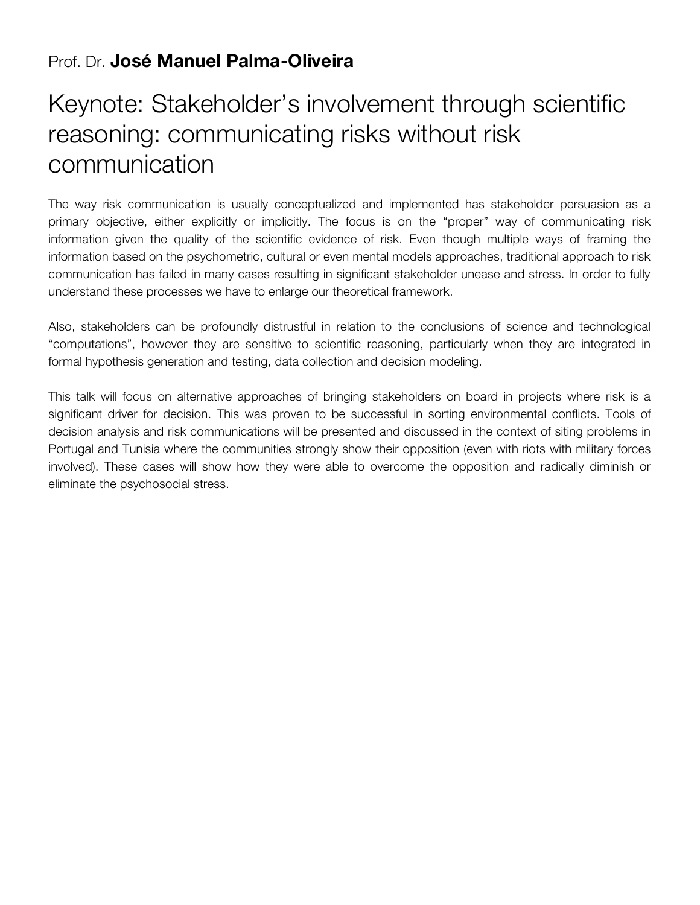Prof. Dr. **José Manuel Palma-Oliveira**

# Keynote: Stakeholder's involvement through scientific reasoning: communicating risks without risk communication

The way risk communication is usually conceptualized and implemented has stakeholder persuasion as a primary objective, either explicitly or implicitly. The focus is on the "proper" way of communicating risk information given the quality of the scientific evidence of risk. Even though multiple ways of framing the information based on the psychometric, cultural or even mental models approaches, traditional approach to risk communication has failed in many cases resulting in significant stakeholder unease and stress. In order to fully understand these processes we have to enlarge our theoretical framework.

Also, stakeholders can be profoundly distrustful in relation to the conclusions of science and technological "computations", however they are sensitive to scientific reasoning, particularly when they are integrated in formal hypothesis generation and testing, data collection and decision modeling.

This talk will focus on alternative approaches of bringing stakeholders on board in projects where risk is a significant driver for decision. This was proven to be successful in sorting environmental conflicts. Tools of decision analysis and risk communications will be presented and discussed in the context of siting problems in Portugal and Tunisia where the communities strongly show their opposition (even with riots with military forces involved). These cases will show how they were able to overcome the opposition and radically diminish or eliminate the psychosocial stress.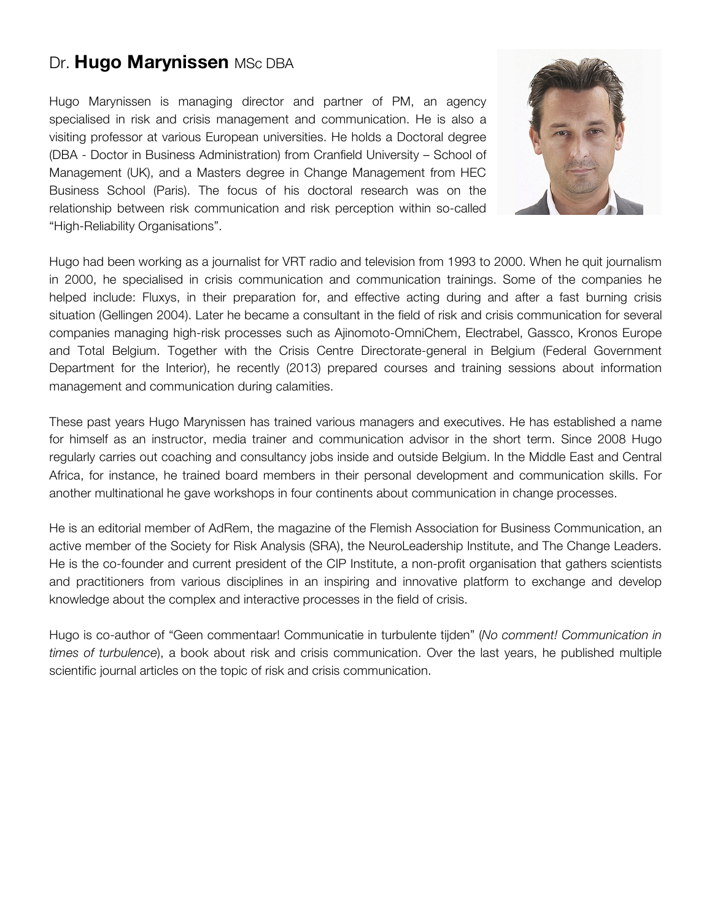# Dr. **Hugo Marynissen** MSc DBA

Hugo Marynissen is managing director and partner of PM, an agency specialised in risk and crisis management and communication. He is also a visiting professor at various European universities. He holds a Doctoral degree (DBA - Doctor in Business Administration) from Cranfield University – School of Management (UK), and a Masters degree in Change Management from HEC Business School (Paris). The focus of his doctoral research was on the relationship between risk communication and risk perception within so-called "High-Reliability Organisations".

Hugo had been working as a journalist for VRT radio and television from 1993 to 2000. When he quit journalism in 2000, he specialised in crisis communication and communication trainings. Some of the companies he helped include: Fluxys, in their preparation for, and effective acting during and after a fast burning crisis situation (Gellingen 2004). Later he became a consultant in the field of risk and crisis communication for several companies managing high-risk processes such as Ajinomoto-OmniChem, Electrabel, Gassco, Kronos Europe and Total Belgium. Together with the Crisis Centre Directorate-general in Belgium (Federal Government Department for the Interior), he recently (2013) prepared courses and training sessions about information management and communication during calamities.

These past years Hugo Marynissen has trained various managers and executives. He has established a name for himself as an instructor, media trainer and communication advisor in the short term. Since 2008 Hugo regularly carries out coaching and consultancy jobs inside and outside Belgium. In the Middle East and Central Africa, for instance, he trained board members in their personal development and communication skills. For another multinational he gave workshops in four continents about communication in change processes.

He is an editorial member of AdRem, the magazine of the Flemish Association for Business Communication, an active member of the Society for Risk Analysis (SRA), the NeuroLeadership Institute, and The Change Leaders. He is the co-founder and current president of the CIP Institute, a non-profit organisation that gathers scientists and practitioners from various disciplines in an inspiring and innovative platform to exchange and develop knowledge about the complex and interactive processes in the field of crisis.

Hugo is co-author of "Geen commentaar! Communicatie in turbulente tijden" (*No comment! Communication in times of turbulence*), a book about risk and crisis communication. Over the last years, he published multiple scientific journal articles on the topic of risk and crisis communication.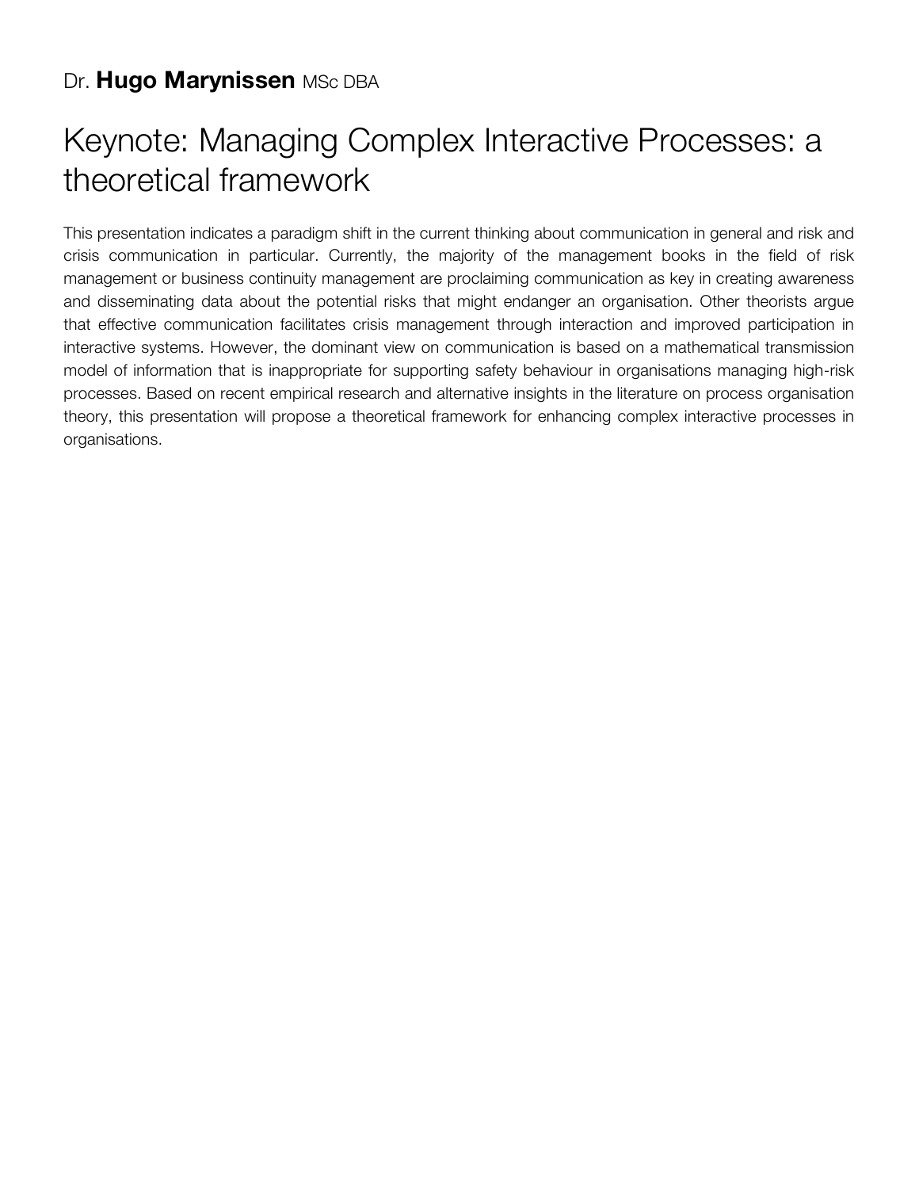Dr. **Hugo Marynissen** MSc DBA

# Keynote: Managing Complex Interactive Processes: a theoretical framework

This presentation indicates a paradigm shift in the current thinking about communication in general and risk and crisis communication in particular. Currently, the majority of the management books in the field of risk management or business continuity management are proclaiming communication as key in creating awareness and disseminating data about the potential risks that might endanger an organisation. Other theorists argue that effective communication facilitates crisis management through interaction and improved participation in interactive systems. However, the dominant view on communication is based on a mathematical transmission model of information that is inappropriate for supporting safety behaviour in organisations managing high-risk processes. Based on recent empirical research and alternative insights in the literature on process organisation theory, this presentation will propose a theoretical framework for enhancing complex interactive processes in organisations.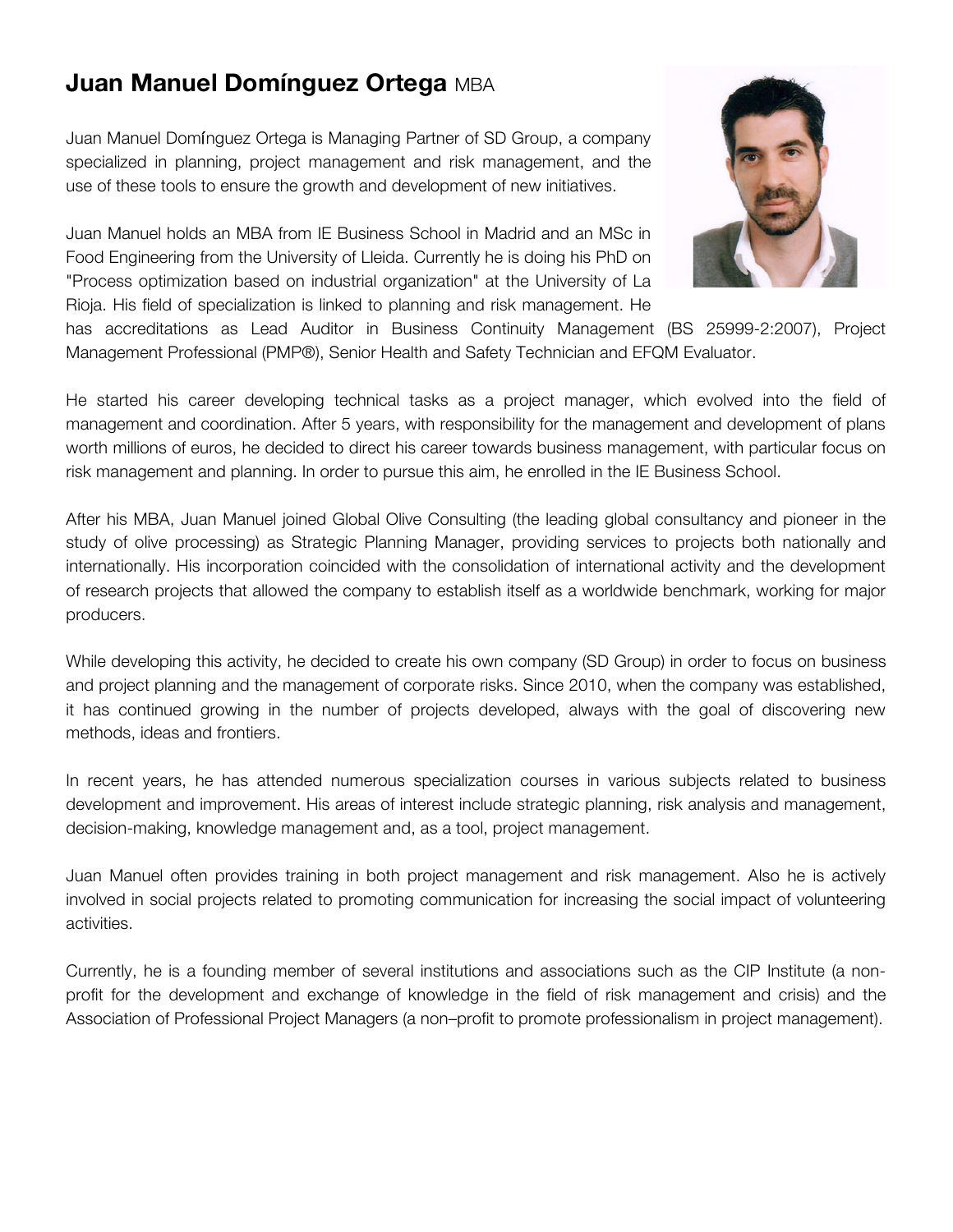# **Juan Manuel Domínguez Ortega** MBA

Juan Manuel Domínguez Ortega is Managing Partner of SD Group, a company specialized in planning, project management and risk management, and the use of these tools to ensure the growth and development of new initiatives.

Juan Manuel holds an MBA from IE Business School in Madrid and an MSc in Food Engineering from the University of Lleida. Currently he is doing his PhD on "Process optimization based on industrial organization" at the University of La Rioja. His field of specialization is linked to planning and risk management. He has accreditations as Lead Auditor in Business Continuity Management (BS 25999-2:2007), Project Management Professional (PMP®), Senior Health and Safety Technician and EFQM Evaluator.

He started his career developing technical tasks as a project manager, which evolved into the field of management and coordination. After 5 years, with responsibility for the management and development of plans worth millions of euros, he decided to direct his career towards business management, with particular focus on risk management and planning. In order to pursue this aim, he enrolled in the IE Business School.

After his MBA, Juan Manuel joined Global Olive Consulting (the leading global consultancy and pioneer in the study of olive processing) as Strategic Planning Manager, providing services to projects both nationally and internationally. His incorporation coincided with the consolidation of international activity and the development of research projects that allowed the company to establish itself as a worldwide benchmark, working for major producers.

While developing this activity, he decided to create his own company (SD Group) in order to focus on business and project planning and the management of corporate risks. Since 2010, when the company was established, it has continued growing in the number of projects developed, always with the goal of discovering new methods, ideas and frontiers.

In recent years, he has attended numerous specialization courses in various subjects related to business development and improvement. His areas of interest include strategic planning, risk analysis and management, decision-making, knowledge management and, as a tool, project management.

Juan Manuel often provides training in both project management and risk management. Also he is actively involved in social projects related to promoting communication for increasing the social impact of volunteering activities.

Currently, he is a founding member of several institutions and associations such as the CIP Institute (a non-profit for the development and exchange of knowledge in the field of risk management and crisis) and the Association of Professional Project Managers (a non–profit to promote professionalism in project management).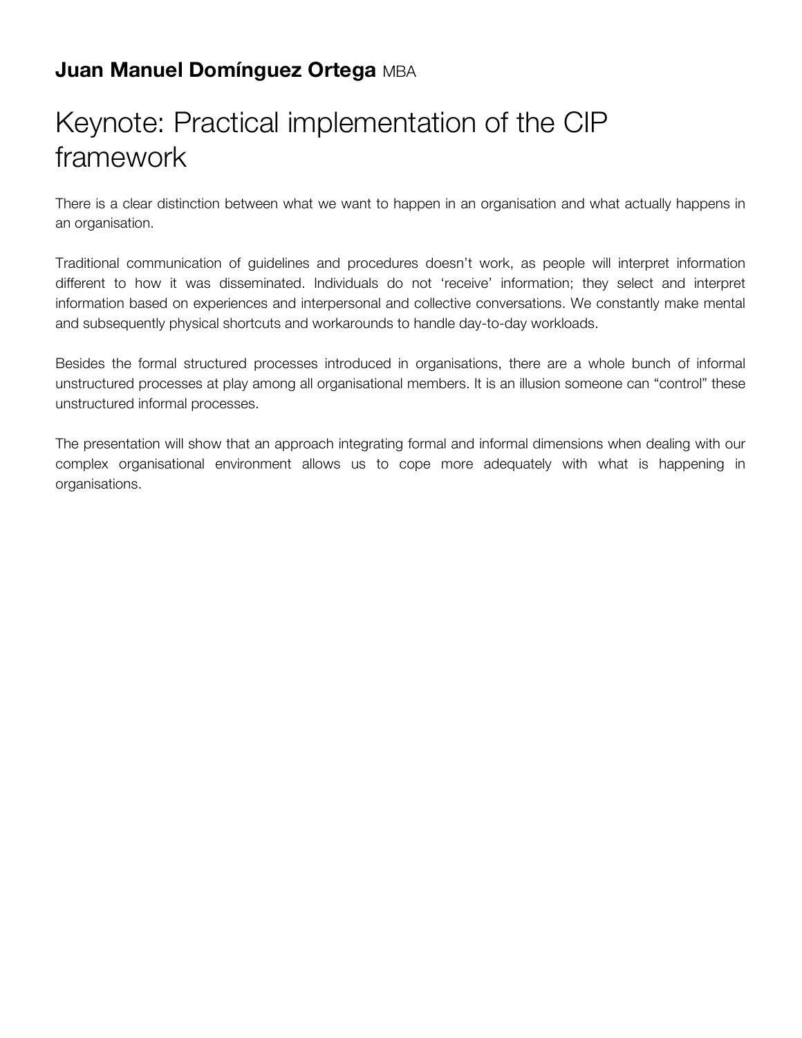**Juan Manuel Domínguez Ortega** MBA

# Keynote: Practical implementation of the CIP framework

There is a clear distinction between what we want to happen in an organisation and what actually happens in an organisation.

Traditional communication of guidelines and procedures doesn't work, as people will interpret information different to how it was disseminated. Individuals do not 'receive' information; they select and interpret information based on experiences and interpersonal and collective conversations. We constantly make mental and subsequently physical shortcuts and workarounds to handle day-to-day workloads.

Besides the formal structured processes introduced in organisations, there are a whole bunch of informal unstructured processes at play among all organisational members. It is an illusion someone can "control" these unstructured informal processes.

The presentation will show that an approach integrating formal and informal dimensions when dealing with our complex organisational environment allows us to cope more adequately with what is happening in organisations.